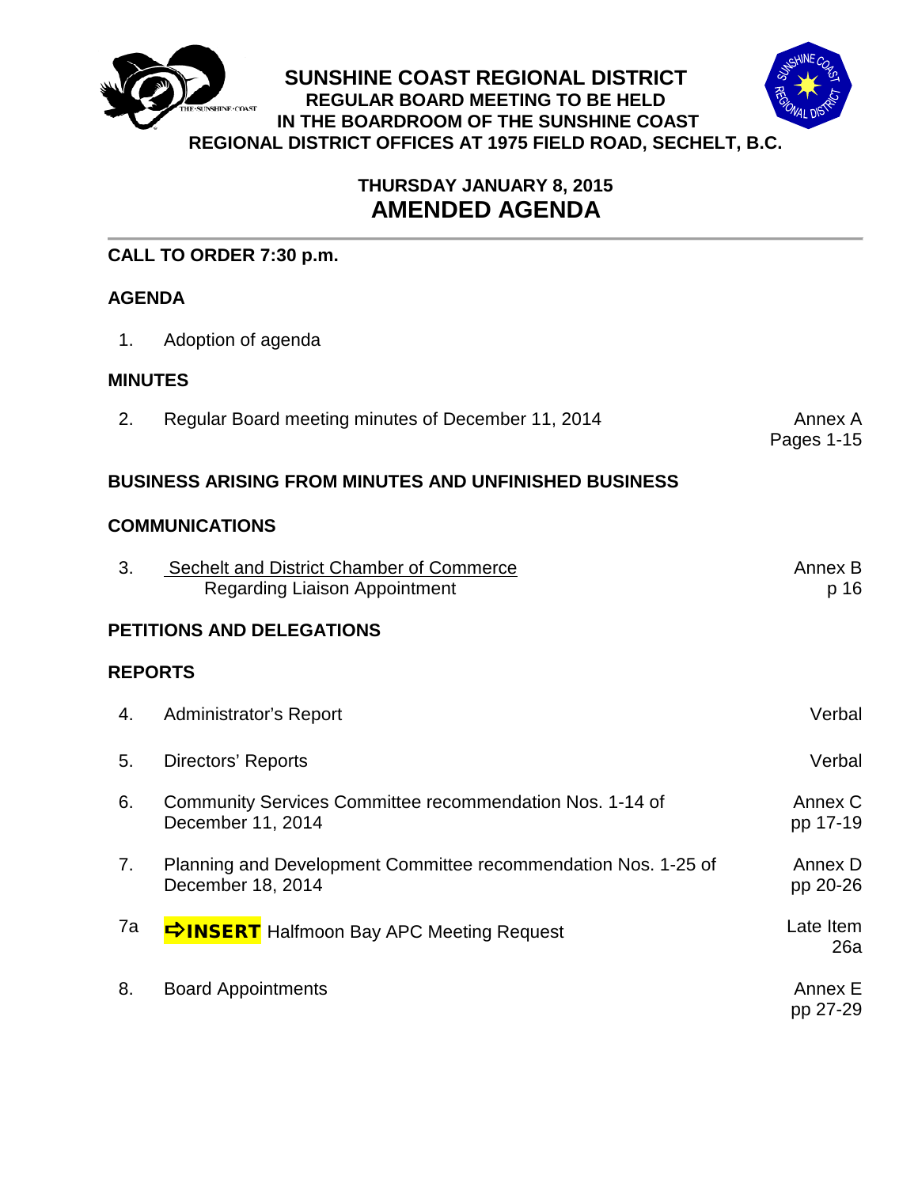# SUNSHINE COAST REGIONAL DISTRICT

**REGULAR BOARD MEETING TO BE HELD IN THE BOARDROOM OF THE SUNSHINE COAST REGIONAL DISTRICT OFFICES AT 1975 FIELD ROAD, SECHELT, B.C.**

**THURSDAY JANUARY 8, 2015**

## AMENDED AGENDA

**CALL TO ORDER 7:30 p.m.**

**AGENDA**

1. Adoption of agenda

**MINUTES**

| | | |
|---|---|---|
| 2. | Regular Board meeting minutes of December 11, 2014 | Annex A Pages 1-15 |

**BUSINESS ARISING FROM MINUTES AND UNFINISHED BUSINESS**

**COMMUNICATIONS**

| | | |
|---|---|---|
| 3. | Sechelt and District Chamber of Commerce<br>Regarding Liaison Appointment | Annex B p 16 |

**PETITIONS AND DELEGATIONS**

**REPORTS**

| | | |
|---|---|---|
| 4. | Administrator's Report | Verbal |
| 5. | Directors' Reports | Verbal |
| 6. | Community Services Committee recommendation Nos. 1-14 of December 11, 2014 | Annex C pp 17-19 |
| 7. | Planning and Development Committee recommendation Nos. 1-25 of December 18, 2014 | Annex D pp 20-26 |
| 7a | **⇨INSERT** Halfmoon Bay APC Meeting Request | Late Item 26a |
| 8. | Board Appointments | Annex E pp 27-29 |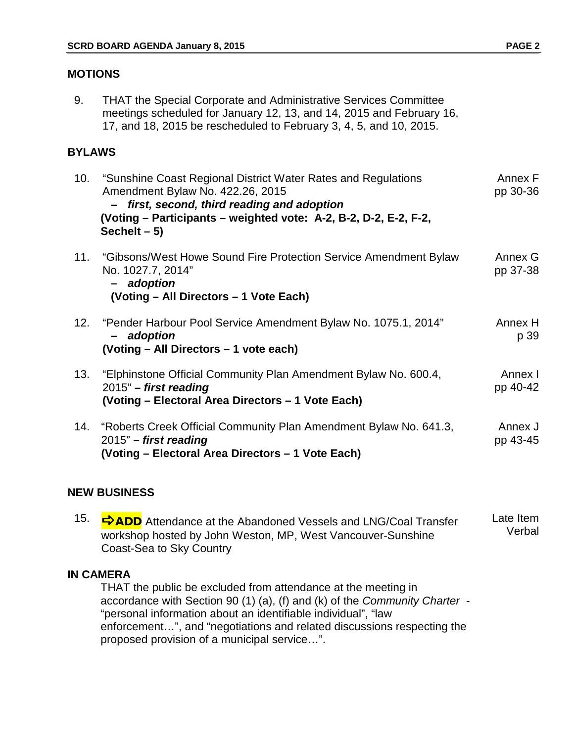## MOTIONS

9. THAT the Special Corporate and Administrative Services Committee meetings scheduled for January 12, 13, and 14, 2015 and February 16, 17, and 18, 2015 be rescheduled to February 3, 4, 5, and 10, 2015.

## BYLAWS

10. "Sunshine Coast Regional District Water Rates and Regulations Amendment Bylaw No. 422.26, 2015 — Annex F pp 30-36
    – ***first, second, third reading and adoption***
    **(Voting – Participants – weighted vote: A-2, B-2, D-2, E-2, F-2, Sechelt – 5)**

11. "Gibsons/West Howe Sound Fire Protection Service Amendment Bylaw No. 1027.7, 2014" — Annex G pp 37-38
    – ***adoption***
    **(Voting – All Directors – 1 Vote Each)**

12. "Pender Harbour Pool Service Amendment Bylaw No. 1075.1, 2014" — Annex H p 39
    – ***adoption***
    **(Voting – All Directors – 1 vote each)**

13. "Elphinstone Official Community Plan Amendment Bylaw No. 600.4, 2015" – ***first reading*** — Annex I pp 40-42
    **(Voting – Electoral Area Directors – 1 Vote Each)**

14. "Roberts Creek Official Community Plan Amendment Bylaw No. 641.3, 2015" – ***first reading*** — Annex J pp 43-45
    **(Voting – Electoral Area Directors – 1 Vote Each)**

## NEW BUSINESS

15. **⇨ADD** Attendance at the Abandoned Vessels and LNG/Coal Transfer workshop hosted by John Weston, MP, West Vancouver-Sunshine Coast-Sea to Sky Country — Late Item Verbal

## IN CAMERA

THAT the public be excluded from attendance at the meeting in accordance with Section 90 (1) (a), (f) and (k) of the *Community Charter* - "personal information about an identifiable individual", "law enforcement…", and "negotiations and related discussions respecting the proposed provision of a municipal service…".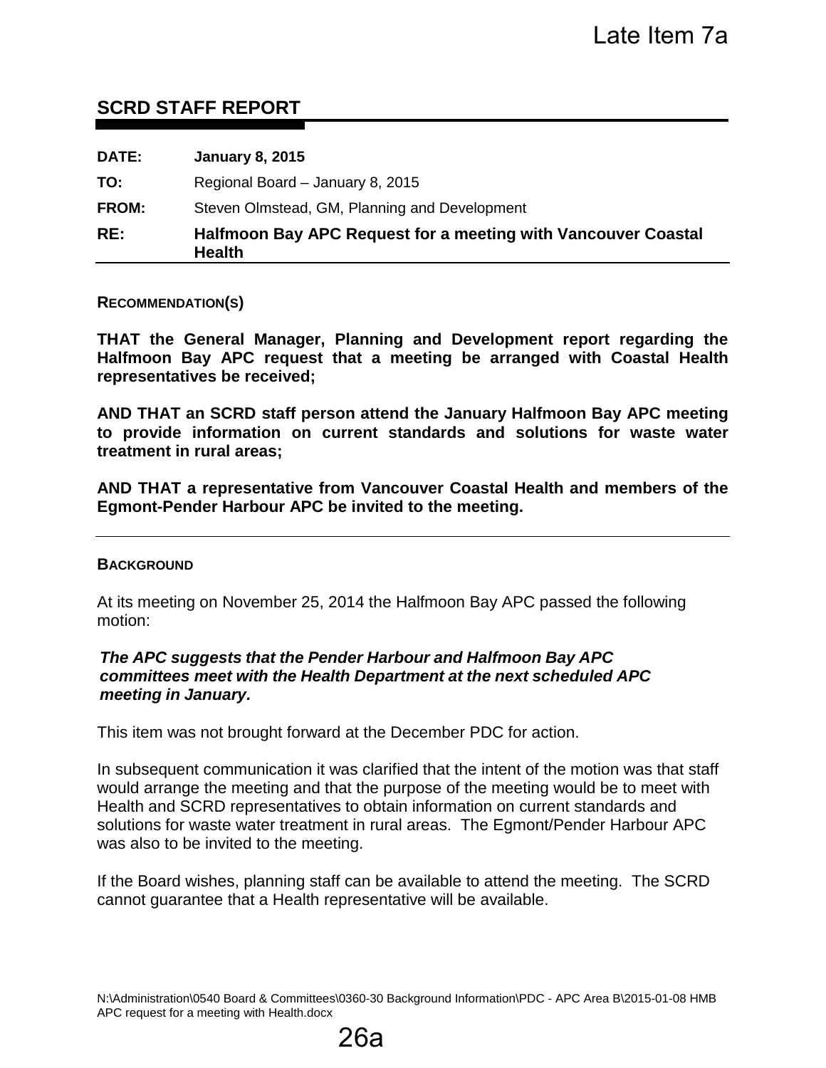Late Item 7a

## SCRD STAFF REPORT

| | |
|---|---|
| **DATE:** | **January 8, 2015** |
| **TO:** | Regional Board – January 8, 2015 |
| **FROM:** | Steven Olmstead, GM, Planning and Development |
| **RE:** | **Halfmoon Bay APC Request for a meeting with Vancouver Coastal Health** |

### RECOMMENDATION(S)

**THAT the General Manager, Planning and Development report regarding the Halfmoon Bay APC request that a meeting be arranged with Coastal Health representatives be received;**

**AND THAT an SCRD staff person attend the January Halfmoon Bay APC meeting to provide information on current standards and solutions for waste water treatment in rural areas;**

**AND THAT a representative from Vancouver Coastal Health and members of the Egmont-Pender Harbour APC be invited to the meeting.**

### BACKGROUND

At its meeting on November 25, 2014 the Halfmoon Bay APC passed the following motion:

***The APC suggests that the Pender Harbour and Halfmoon Bay APC committees meet with the Health Department at the next scheduled APC meeting in January.***

This item was not brought forward at the December PDC for action.

In subsequent communication it was clarified that the intent of the motion was that staff would arrange the meeting and that the purpose of the meeting would be to meet with Health and SCRD representatives to obtain information on current standards and solutions for waste water treatment in rural areas. The Egmont/Pender Harbour APC was also to be invited to the meeting.

If the Board wishes, planning staff can be available to attend the meeting. The SCRD cannot guarantee that a Health representative will be available.

N:\Administration\0540 Board & Committees\0360-30 Background Information\PDC - APC Area B\2015-01-08 HMB APC request for a meeting with Health.docx